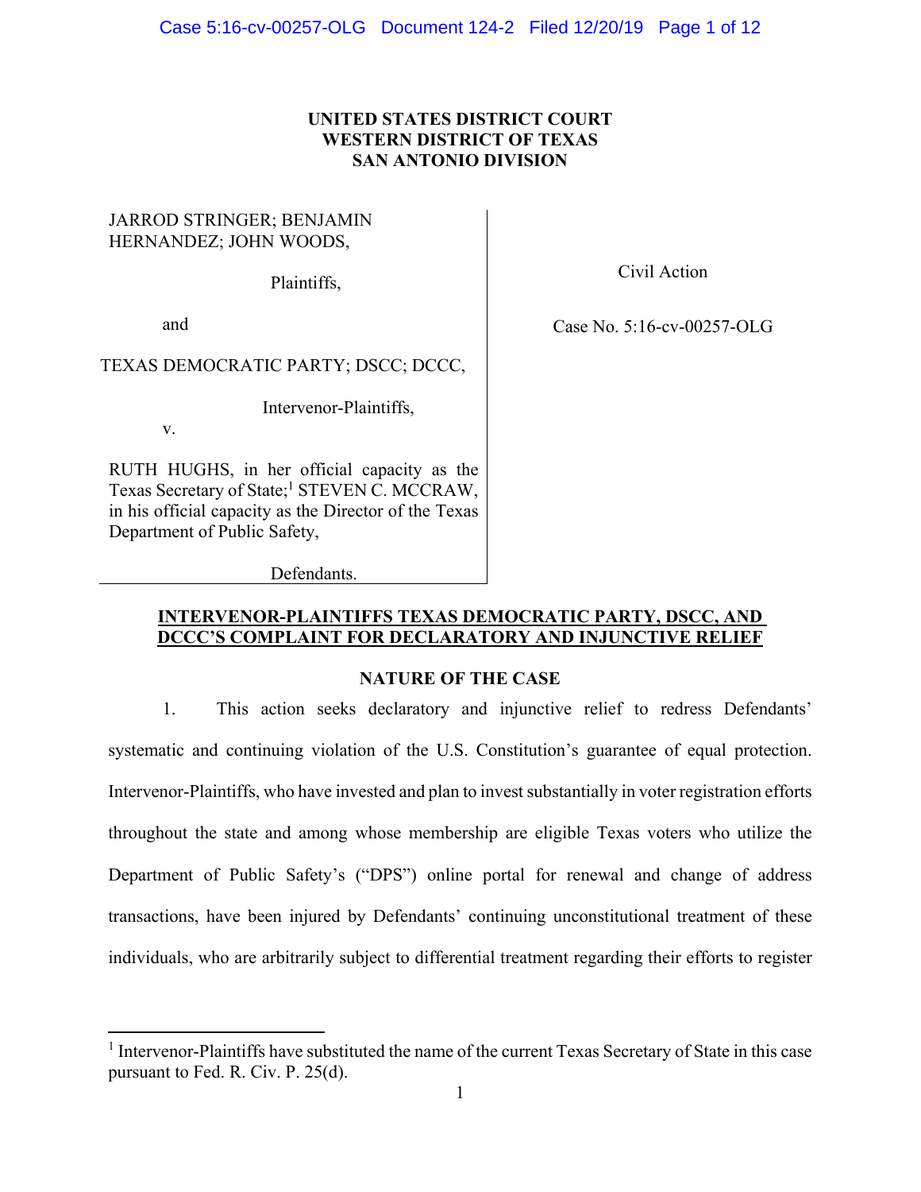**UNITED STATES DISTRICT COURT**
**WESTERN DISTRICT OF TEXAS**
**SAN ANTONIO DIVISION**

JARROD STRINGER; BENJAMIN HERNANDEZ; JOHN WOODS,

Plaintiffs,

and

TEXAS DEMOCRATIC PARTY; DSCC; DCCC,

Intervenor-Plaintiffs,

v.

RUTH HUGHS, in her official capacity as the Texas Secretary of State;[1] STEVEN C. MCCRAW, in his official capacity as the Director of the Texas Department of Public Safety,

Defendants.

Civil Action

Case No. 5:16-cv-00257-OLG

**INTERVENOR-PLAINTIFFS TEXAS DEMOCRATIC PARTY, DSCC, AND DCCC'S COMPLAINT FOR DECLARATORY AND INJUNCTIVE RELIEF**

**NATURE OF THE CASE**

1. This action seeks declaratory and injunctive relief to redress Defendants' systematic and continuing violation of the U.S. Constitution's guarantee of equal protection. Intervenor-Plaintiffs, who have invested and plan to invest substantially in voter registration efforts throughout the state and among whose membership are eligible Texas voters who utilize the Department of Public Safety's ("DPS") online portal for renewal and change of address transactions, have been injured by Defendants' continuing unconstitutional treatment of these individuals, who are arbitrarily subject to differential treatment regarding their efforts to register

[1] Intervenor-Plaintiffs have substituted the name of the current Texas Secretary of State in this case pursuant to Fed. R. Civ. P. 25(d).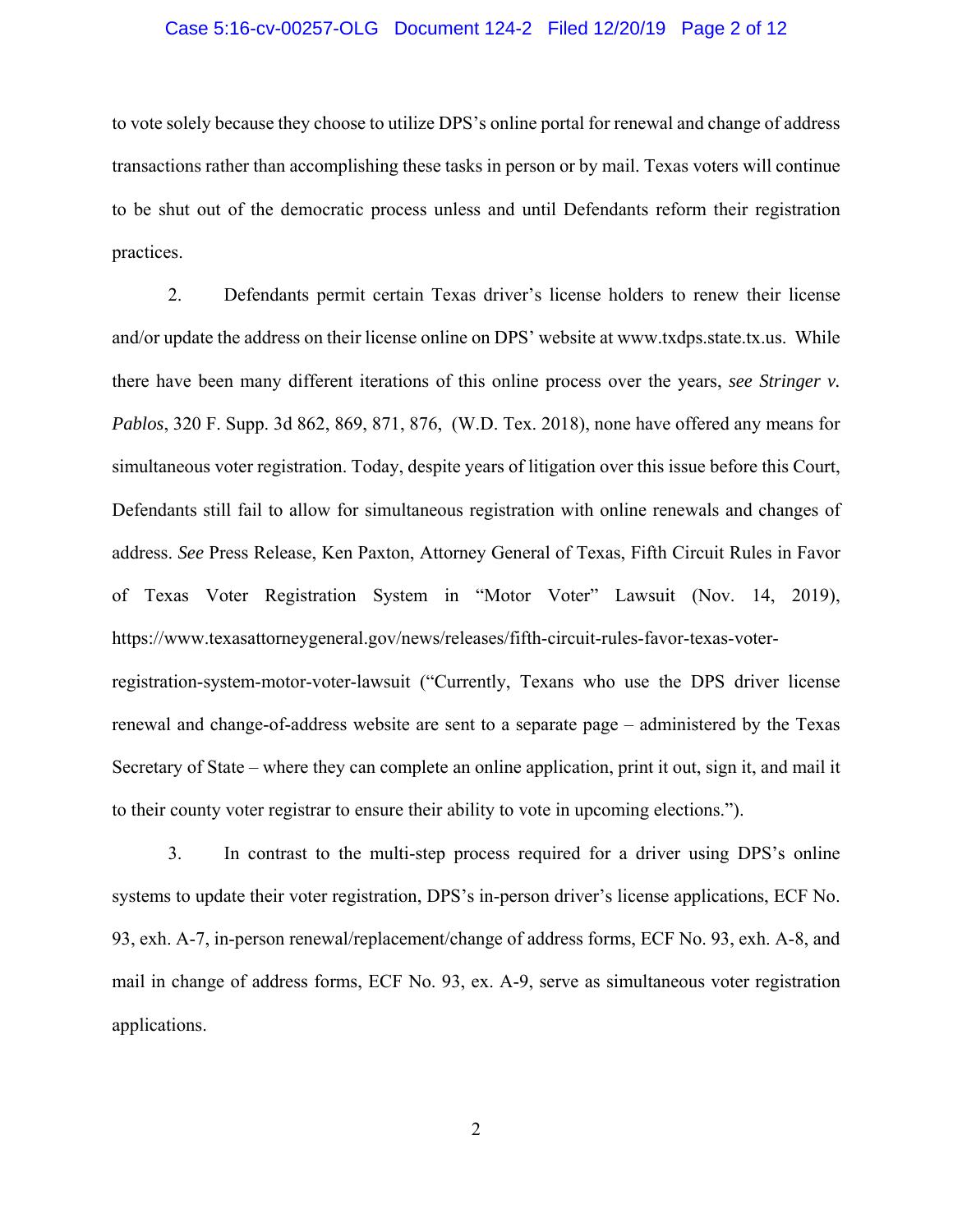to vote solely because they choose to utilize DPS's online portal for renewal and change of address transactions rather than accomplishing these tasks in person or by mail. Texas voters will continue to be shut out of the democratic process unless and until Defendants reform their registration practices.

2. Defendants permit certain Texas driver's license holders to renew their license and/or update the address on their license online on DPS' website at www.txdps.state.tx.us. While there have been many different iterations of this online process over the years, *see Stringer v. Pablos*, 320 F. Supp. 3d 862, 869, 871, 876, (W.D. Tex. 2018), none have offered any means for simultaneous voter registration. Today, despite years of litigation over this issue before this Court, Defendants still fail to allow for simultaneous registration with online renewals and changes of address. *See* Press Release, Ken Paxton, Attorney General of Texas, Fifth Circuit Rules in Favor of Texas Voter Registration System in "Motor Voter" Lawsuit (Nov. 14, 2019), https://www.texasattorneygeneral.gov/news/releases/fifth-circuit-rules-favor-texas-voter-registration-system-motor-voter-lawsuit ("Currently, Texans who use the DPS driver license renewal and change-of-address website are sent to a separate page – administered by the Texas Secretary of State – where they can complete an online application, print it out, sign it, and mail it to their county voter registrar to ensure their ability to vote in upcoming elections.").

3. In contrast to the multi-step process required for a driver using DPS's online systems to update their voter registration, DPS's in-person driver's license applications, ECF No. 93, exh. A-7, in-person renewal/replacement/change of address forms, ECF No. 93, exh. A-8, and mail in change of address forms, ECF No. 93, ex. A-9, serve as simultaneous voter registration applications.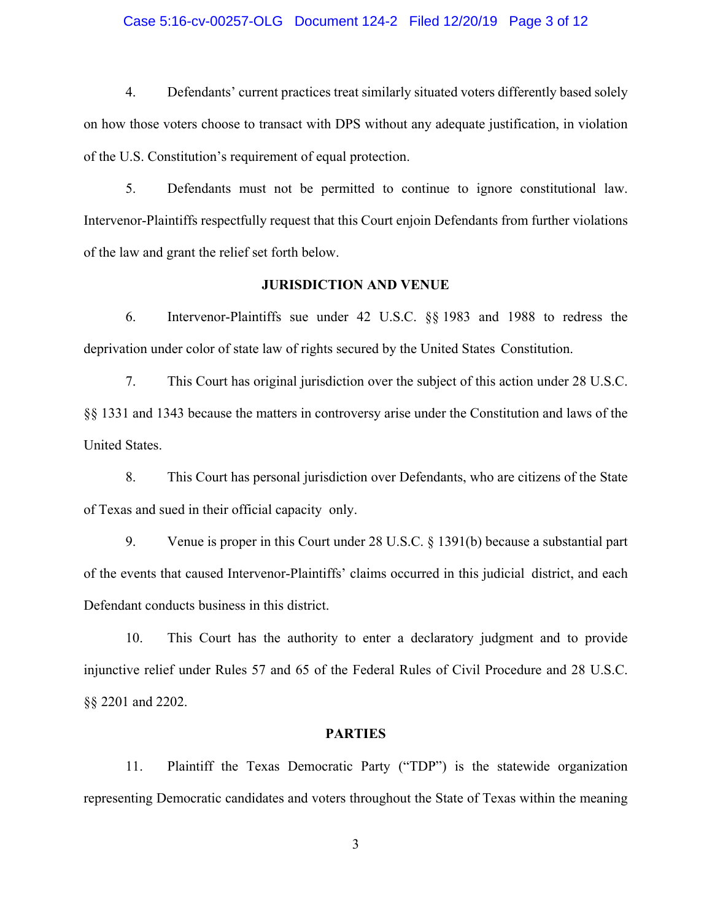4. Defendants' current practices treat similarly situated voters differently based solely on how those voters choose to transact with DPS without any adequate justification, in violation of the U.S. Constitution's requirement of equal protection.

5. Defendants must not be permitted to continue to ignore constitutional law. Intervenor-Plaintiffs respectfully request that this Court enjoin Defendants from further violations of the law and grant the relief set forth below.

## JURISDICTION AND VENUE

6. Intervenor-Plaintiffs sue under 42 U.S.C. §§ 1983 and 1988 to redress the deprivation under color of state law of rights secured by the United States Constitution.

7. This Court has original jurisdiction over the subject of this action under 28 U.S.C. §§ 1331 and 1343 because the matters in controversy arise under the Constitution and laws of the United States.

8. This Court has personal jurisdiction over Defendants, who are citizens of the State of Texas and sued in their official capacity only.

9. Venue is proper in this Court under 28 U.S.C. § 1391(b) because a substantial part of the events that caused Intervenor-Plaintiffs' claims occurred in this judicial district, and each Defendant conducts business in this district.

10. This Court has the authority to enter a declaratory judgment and to provide injunctive relief under Rules 57 and 65 of the Federal Rules of Civil Procedure and 28 U.S.C. §§ 2201 and 2202.

## PARTIES

11. Plaintiff the Texas Democratic Party ("TDP") is the statewide organization representing Democratic candidates and voters throughout the State of Texas within the meaning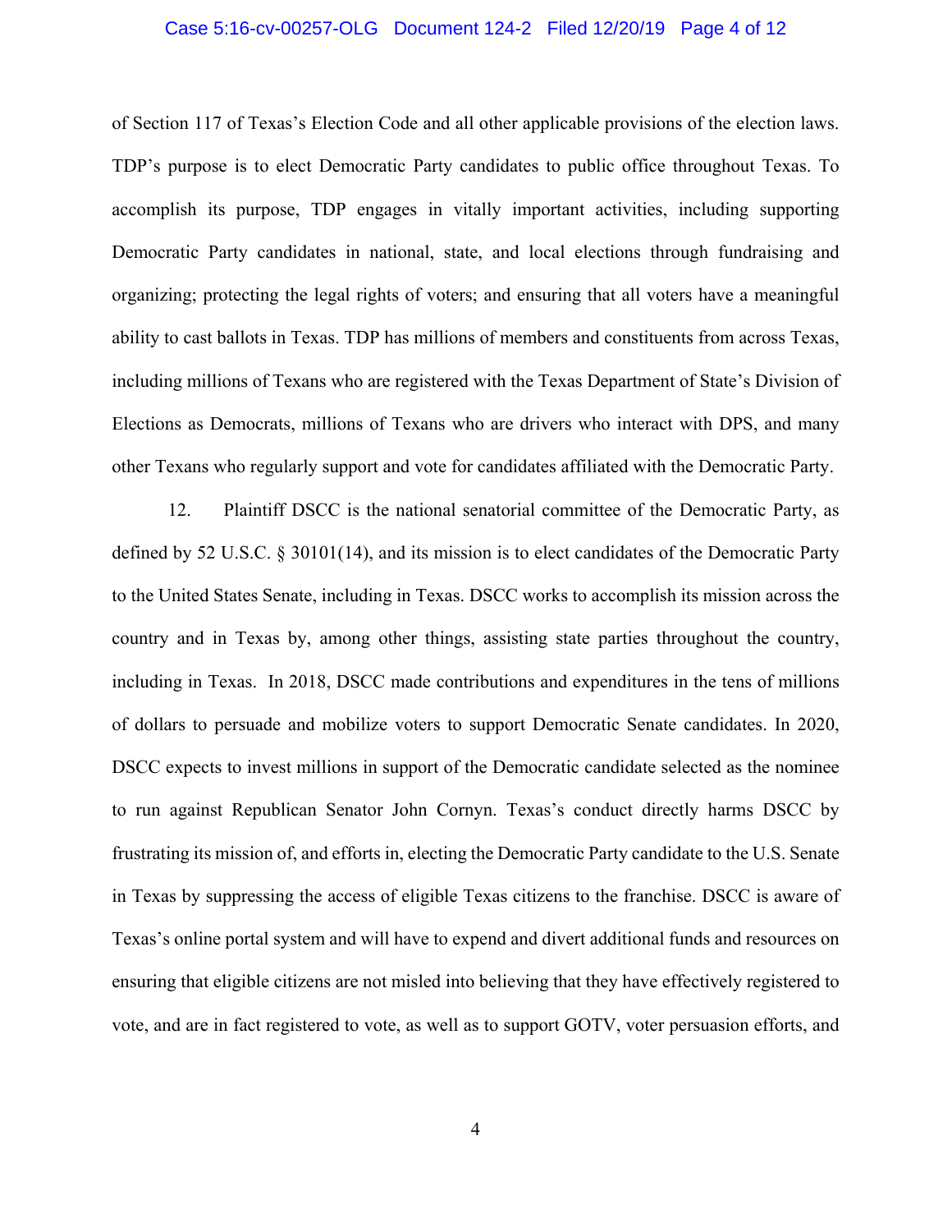of Section 117 of Texas's Election Code and all other applicable provisions of the election laws. TDP's purpose is to elect Democratic Party candidates to public office throughout Texas. To accomplish its purpose, TDP engages in vitally important activities, including supporting Democratic Party candidates in national, state, and local elections through fundraising and organizing; protecting the legal rights of voters; and ensuring that all voters have a meaningful ability to cast ballots in Texas. TDP has millions of members and constituents from across Texas, including millions of Texans who are registered with the Texas Department of State's Division of Elections as Democrats, millions of Texans who are drivers who interact with DPS, and many other Texans who regularly support and vote for candidates affiliated with the Democratic Party.

12. Plaintiff DSCC is the national senatorial committee of the Democratic Party, as defined by 52 U.S.C. § 30101(14), and its mission is to elect candidates of the Democratic Party to the United States Senate, including in Texas. DSCC works to accomplish its mission across the country and in Texas by, among other things, assisting state parties throughout the country, including in Texas. In 2018, DSCC made contributions and expenditures in the tens of millions of dollars to persuade and mobilize voters to support Democratic Senate candidates. In 2020, DSCC expects to invest millions in support of the Democratic candidate selected as the nominee to run against Republican Senator John Cornyn. Texas's conduct directly harms DSCC by frustrating its mission of, and efforts in, electing the Democratic Party candidate to the U.S. Senate in Texas by suppressing the access of eligible Texas citizens to the franchise. DSCC is aware of Texas's online portal system and will have to expend and divert additional funds and resources on ensuring that eligible citizens are not misled into believing that they have effectively registered to vote, and are in fact registered to vote, as well as to support GOTV, voter persuasion efforts, and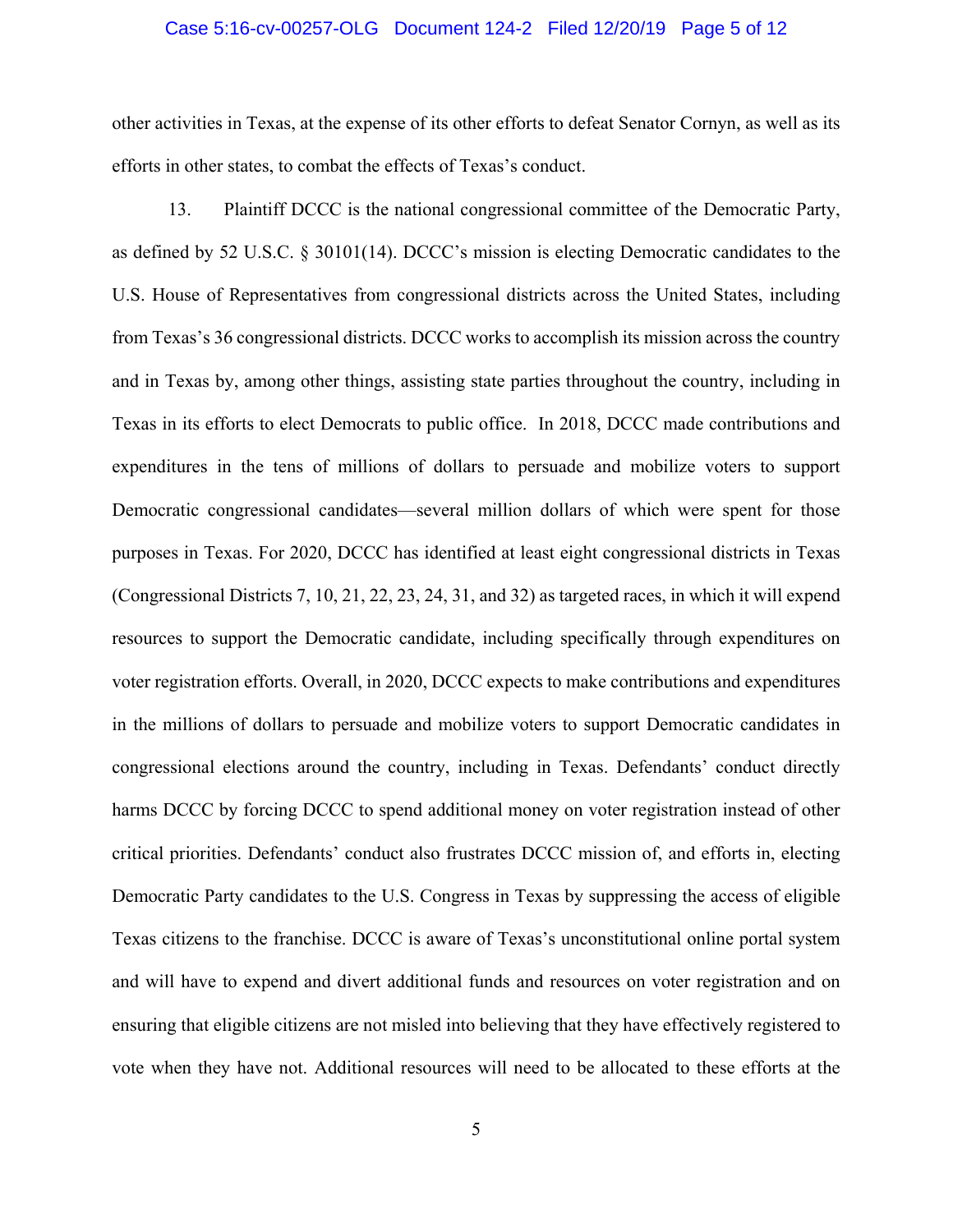other activities in Texas, at the expense of its other efforts to defeat Senator Cornyn, as well as its efforts in other states, to combat the effects of Texas's conduct.

13. Plaintiff DCCC is the national congressional committee of the Democratic Party, as defined by 52 U.S.C. § 30101(14). DCCC's mission is electing Democratic candidates to the U.S. House of Representatives from congressional districts across the United States, including from Texas's 36 congressional districts. DCCC works to accomplish its mission across the country and in Texas by, among other things, assisting state parties throughout the country, including in Texas in its efforts to elect Democrats to public office. In 2018, DCCC made contributions and expenditures in the tens of millions of dollars to persuade and mobilize voters to support Democratic congressional candidates—several million dollars of which were spent for those purposes in Texas. For 2020, DCCC has identified at least eight congressional districts in Texas (Congressional Districts 7, 10, 21, 22, 23, 24, 31, and 32) as targeted races, in which it will expend resources to support the Democratic candidate, including specifically through expenditures on voter registration efforts. Overall, in 2020, DCCC expects to make contributions and expenditures in the millions of dollars to persuade and mobilize voters to support Democratic candidates in congressional elections around the country, including in Texas. Defendants' conduct directly harms DCCC by forcing DCCC to spend additional money on voter registration instead of other critical priorities. Defendants' conduct also frustrates DCCC mission of, and efforts in, electing Democratic Party candidates to the U.S. Congress in Texas by suppressing the access of eligible Texas citizens to the franchise. DCCC is aware of Texas's unconstitutional online portal system and will have to expend and divert additional funds and resources on voter registration and on ensuring that eligible citizens are not misled into believing that they have effectively registered to vote when they have not. Additional resources will need to be allocated to these efforts at the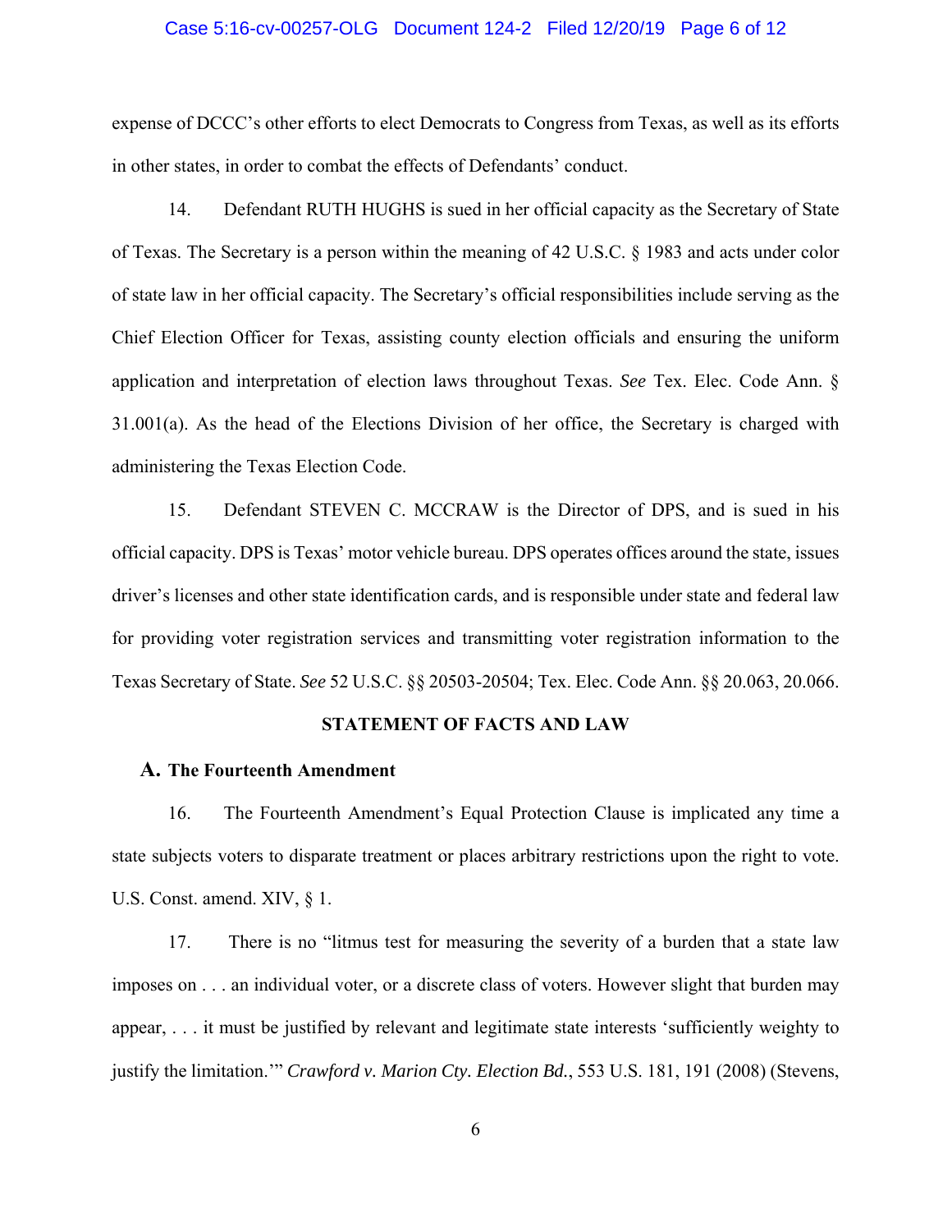expense of DCCC's other efforts to elect Democrats to Congress from Texas, as well as its efforts in other states, in order to combat the effects of Defendants' conduct.

14. Defendant RUTH HUGHS is sued in her official capacity as the Secretary of State of Texas. The Secretary is a person within the meaning of 42 U.S.C. § 1983 and acts under color of state law in her official capacity. The Secretary's official responsibilities include serving as the Chief Election Officer for Texas, assisting county election officials and ensuring the uniform application and interpretation of election laws throughout Texas. *See* Tex. Elec. Code Ann. § 31.001(a). As the head of the Elections Division of her office, the Secretary is charged with administering the Texas Election Code.

15. Defendant STEVEN C. MCCRAW is the Director of DPS, and is sued in his official capacity. DPS is Texas' motor vehicle bureau. DPS operates offices around the state, issues driver's licenses and other state identification cards, and is responsible under state and federal law for providing voter registration services and transmitting voter registration information to the Texas Secretary of State. *See* 52 U.S.C. §§ 20503-20504; Tex. Elec. Code Ann. §§ 20.063, 20.066.

## STATEMENT OF FACTS AND LAW

### A. The Fourteenth Amendment

16. The Fourteenth Amendment's Equal Protection Clause is implicated any time a state subjects voters to disparate treatment or places arbitrary restrictions upon the right to vote. U.S. Const. amend. XIV, § 1.

17. There is no "litmus test for measuring the severity of a burden that a state law imposes on . . . an individual voter, or a discrete class of voters. However slight that burden may appear, . . . it must be justified by relevant and legitimate state interests 'sufficiently weighty to justify the limitation.'" *Crawford v. Marion Cty. Election Bd.*, 553 U.S. 181, 191 (2008) (Stevens,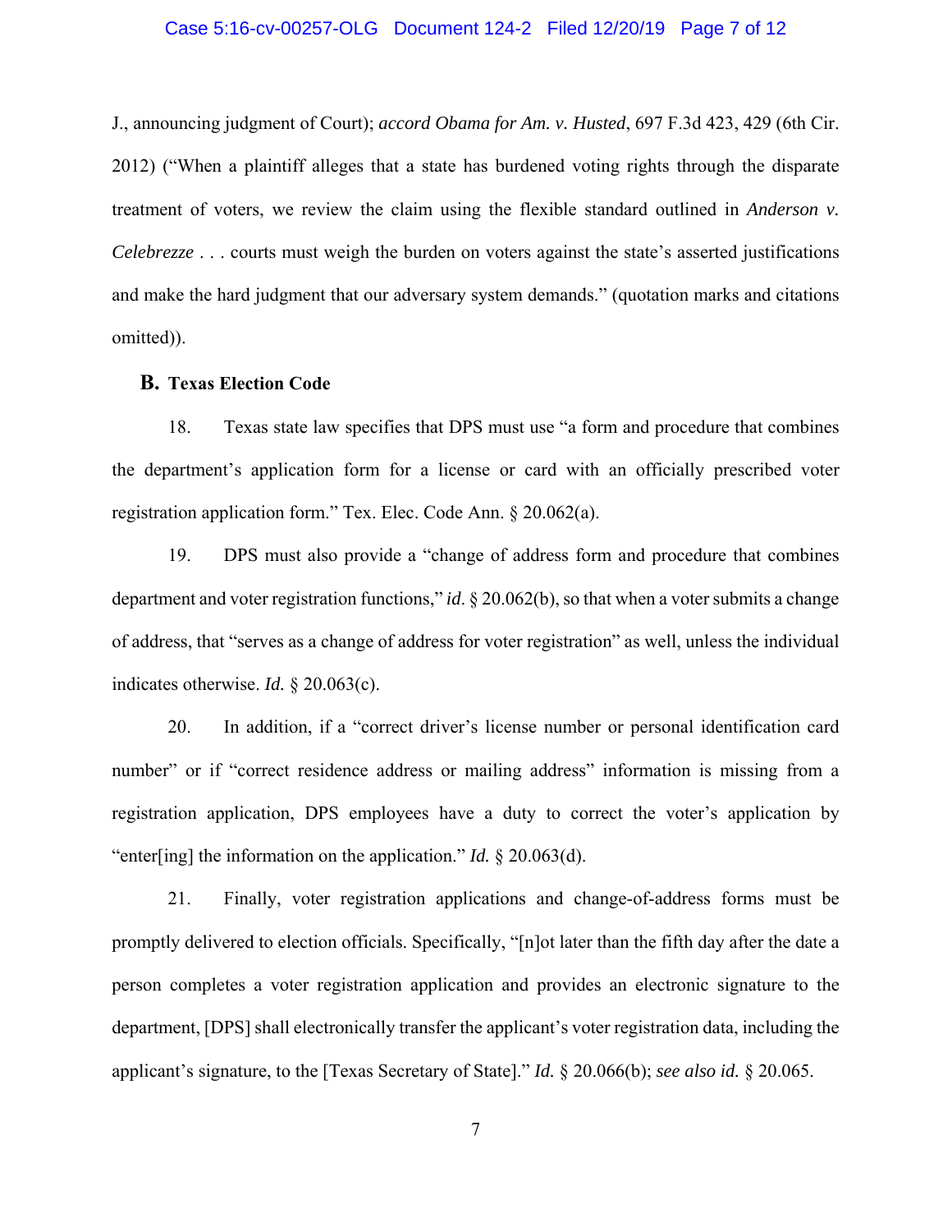J., announcing judgment of Court); *accord Obama for Am. v. Husted*, 697 F.3d 423, 429 (6th Cir. 2012) ("When a plaintiff alleges that a state has burdened voting rights through the disparate treatment of voters, we review the claim using the flexible standard outlined in *Anderson v. Celebrezze* . . . courts must weigh the burden on voters against the state's asserted justifications and make the hard judgment that our adversary system demands." (quotation marks and citations omitted)).

## B. Texas Election Code

18. Texas state law specifies that DPS must use "a form and procedure that combines the department's application form for a license or card with an officially prescribed voter registration application form." Tex. Elec. Code Ann. § 20.062(a).

19. DPS must also provide a "change of address form and procedure that combines department and voter registration functions," *id.* § 20.062(b), so that when a voter submits a change of address, that "serves as a change of address for voter registration" as well, unless the individual indicates otherwise. *Id.* § 20.063(c).

20. In addition, if a "correct driver's license number or personal identification card number" or if "correct residence address or mailing address" information is missing from a registration application, DPS employees have a duty to correct the voter's application by "enter[ing] the information on the application." *Id.* § 20.063(d).

21. Finally, voter registration applications and change-of-address forms must be promptly delivered to election officials. Specifically, "[n]ot later than the fifth day after the date a person completes a voter registration application and provides an electronic signature to the department, [DPS] shall electronically transfer the applicant's voter registration data, including the applicant's signature, to the [Texas Secretary of State]." *Id.* § 20.066(b); *see also id.* § 20.065.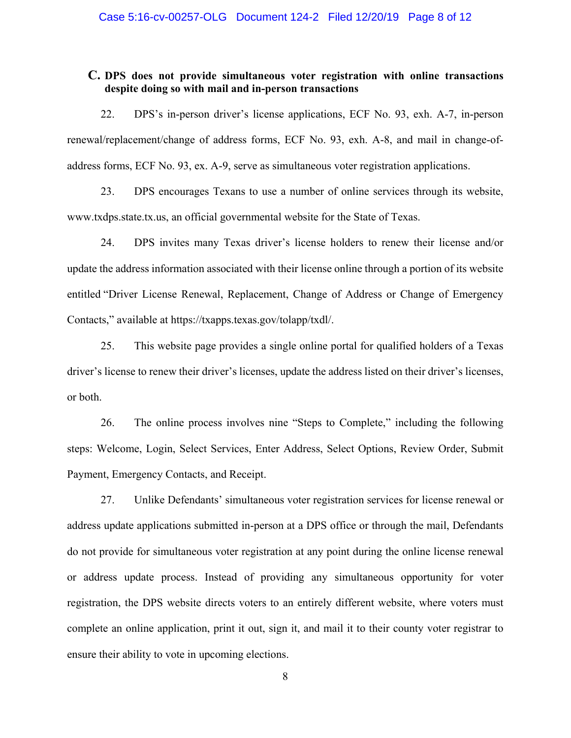### C. DPS does not provide simultaneous voter registration with online transactions despite doing so with mail and in-person transactions

22. DPS's in-person driver's license applications, ECF No. 93, exh. A-7, in-person renewal/replacement/change of address forms, ECF No. 93, exh. A-8, and mail in change-of-address forms, ECF No. 93, ex. A-9, serve as simultaneous voter registration applications.

23. DPS encourages Texans to use a number of online services through its website, www.txdps.state.tx.us, an official governmental website for the State of Texas.

24. DPS invites many Texas driver's license holders to renew their license and/or update the address information associated with their license online through a portion of its website entitled "Driver License Renewal, Replacement, Change of Address or Change of Emergency Contacts," available at https://txapps.texas.gov/tolapp/txdl/.

25. This website page provides a single online portal for qualified holders of a Texas driver's license to renew their driver's licenses, update the address listed on their driver's licenses, or both.

26. The online process involves nine "Steps to Complete," including the following steps: Welcome, Login, Select Services, Enter Address, Select Options, Review Order, Submit Payment, Emergency Contacts, and Receipt.

27. Unlike Defendants' simultaneous voter registration services for license renewal or address update applications submitted in-person at a DPS office or through the mail, Defendants do not provide for simultaneous voter registration at any point during the online license renewal or address update process. Instead of providing any simultaneous opportunity for voter registration, the DPS website directs voters to an entirely different website, where voters must complete an online application, print it out, sign it, and mail it to their county voter registrar to ensure their ability to vote in upcoming elections.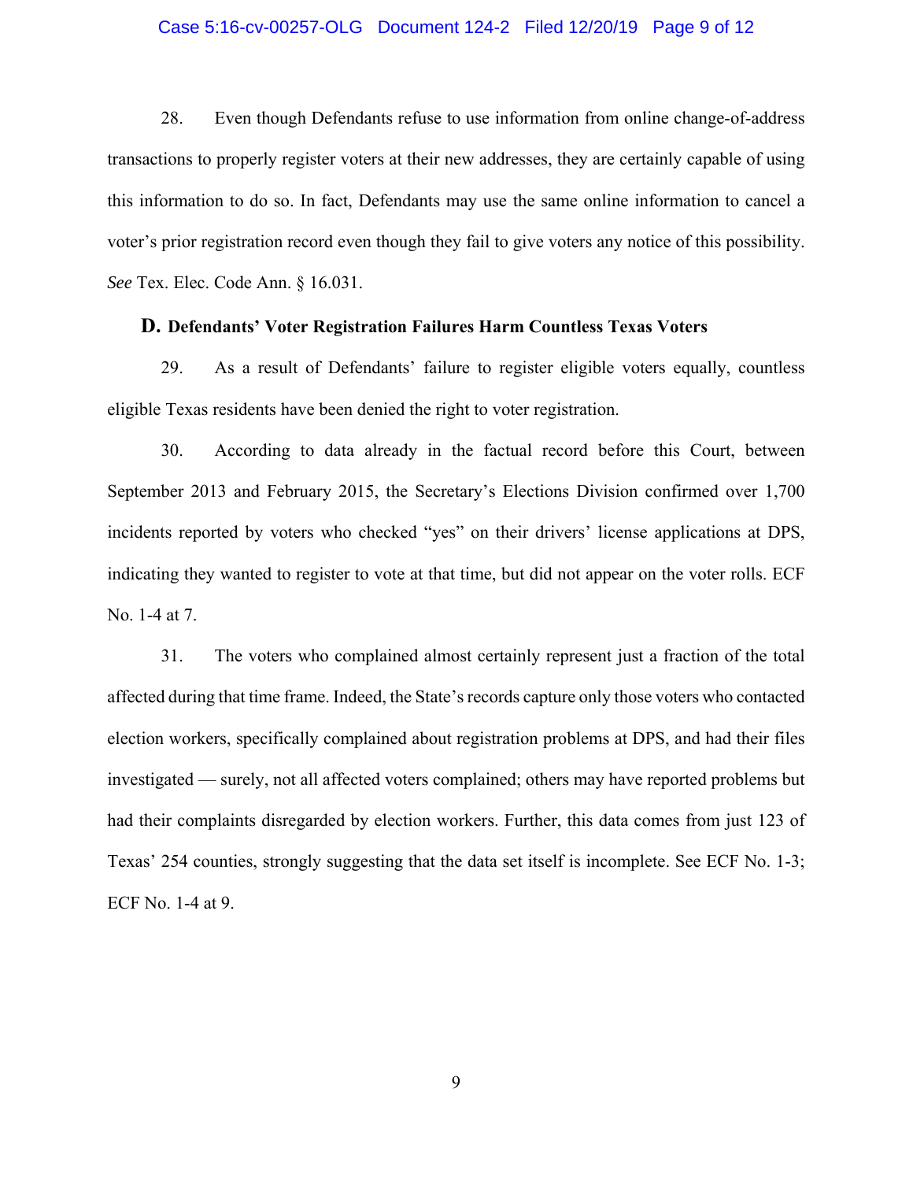28. Even though Defendants refuse to use information from online change-of-address transactions to properly register voters at their new addresses, they are certainly capable of using this information to do so. In fact, Defendants may use the same online information to cancel a voter's prior registration record even though they fail to give voters any notice of this possibility. *See* Tex. Elec. Code Ann. § 16.031.

### D. Defendants' Voter Registration Failures Harm Countless Texas Voters

29. As a result of Defendants' failure to register eligible voters equally, countless eligible Texas residents have been denied the right to voter registration.

30. According to data already in the factual record before this Court, between September 2013 and February 2015, the Secretary's Elections Division confirmed over 1,700 incidents reported by voters who checked "yes" on their drivers' license applications at DPS, indicating they wanted to register to vote at that time, but did not appear on the voter rolls. ECF No. 1-4 at 7.

31. The voters who complained almost certainly represent just a fraction of the total affected during that time frame. Indeed, the State's records capture only those voters who contacted election workers, specifically complained about registration problems at DPS, and had their files investigated — surely, not all affected voters complained; others may have reported problems but had their complaints disregarded by election workers. Further, this data comes from just 123 of Texas' 254 counties, strongly suggesting that the data set itself is incomplete. See ECF No. 1-3; ECF No. 1-4 at 9.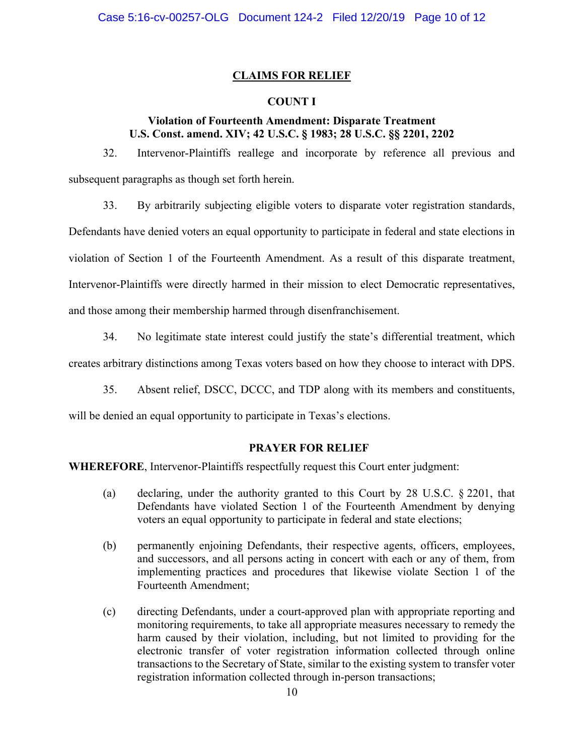## CLAIMS FOR RELIEF

### COUNT I

### Violation of Fourteenth Amendment: Disparate Treatment U.S. Const. amend. XIV; 42 U.S.C. § 1983; 28 U.S.C. §§ 2201, 2202

32. Intervenor-Plaintiffs reallege and incorporate by reference all previous and subsequent paragraphs as though set forth herein.

33. By arbitrarily subjecting eligible voters to disparate voter registration standards, Defendants have denied voters an equal opportunity to participate in federal and state elections in violation of Section 1 of the Fourteenth Amendment. As a result of this disparate treatment, Intervenor-Plaintiffs were directly harmed in their mission to elect Democratic representatives, and those among their membership harmed through disenfranchisement.

34. No legitimate state interest could justify the state's differential treatment, which creates arbitrary distinctions among Texas voters based on how they choose to interact with DPS.

35. Absent relief, DSCC, DCCC, and TDP along with its members and constituents, will be denied an equal opportunity to participate in Texas's elections.

## PRAYER FOR RELIEF

**WHEREFORE**, Intervenor-Plaintiffs respectfully request this Court enter judgment:

(a) declaring, under the authority granted to this Court by 28 U.S.C. § 2201, that Defendants have violated Section 1 of the Fourteenth Amendment by denying voters an equal opportunity to participate in federal and state elections;

(b) permanently enjoining Defendants, their respective agents, officers, employees, and successors, and all persons acting in concert with each or any of them, from implementing practices and procedures that likewise violate Section 1 of the Fourteenth Amendment;

(c) directing Defendants, under a court-approved plan with appropriate reporting and monitoring requirements, to take all appropriate measures necessary to remedy the harm caused by their violation, including, but not limited to providing for the electronic transfer of voter registration information collected through online transactions to the Secretary of State, similar to the existing system to transfer voter registration information collected through in-person transactions;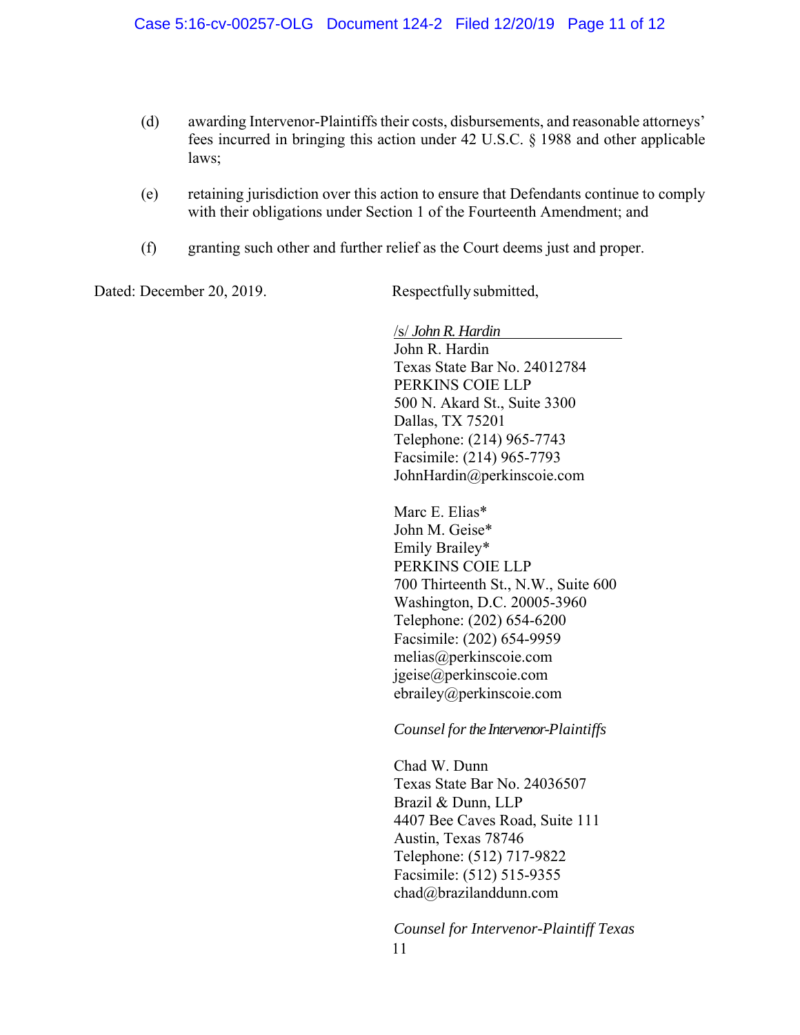(d) awarding Intervenor-Plaintiffs their costs, disbursements, and reasonable attorneys' fees incurred in bringing this action under 42 U.S.C. § 1988 and other applicable laws;

(e) retaining jurisdiction over this action to ensure that Defendants continue to comply with their obligations under Section 1 of the Fourteenth Amendment; and

(f) granting such other and further relief as the Court deems just and proper.

Dated: December 20, 2019.

Respectfully submitted,

/s/ *John R. Hardin*
John R. Hardin
Texas State Bar No. 24012784
PERKINS COIE LLP
500 N. Akard St., Suite 3300
Dallas, TX 75201
Telephone: (214) 965-7743
Facsimile: (214) 965-7793
JohnHardin@perkinscoie.com

Marc E. Elias*
John M. Geise*
Emily Brailey*
PERKINS COIE LLP
700 Thirteenth St., N.W., Suite 600
Washington, D.C. 20005-3960
Telephone: (202) 654-6200
Facsimile: (202) 654-9959
melias@perkinscoie.com
jgeise@perkinscoie.com
ebrailey@perkinscoie.com

*Counsel for the Intervenor-Plaintiffs*

Chad W. Dunn
Texas State Bar No. 24036507
Brazil & Dunn, LLP
4407 Bee Caves Road, Suite 111
Austin, Texas 78746
Telephone: (512) 717-9822
Facsimile: (512) 515-9355
chad@brazilanddunn.com

*Counsel for Intervenor-Plaintiff Texas*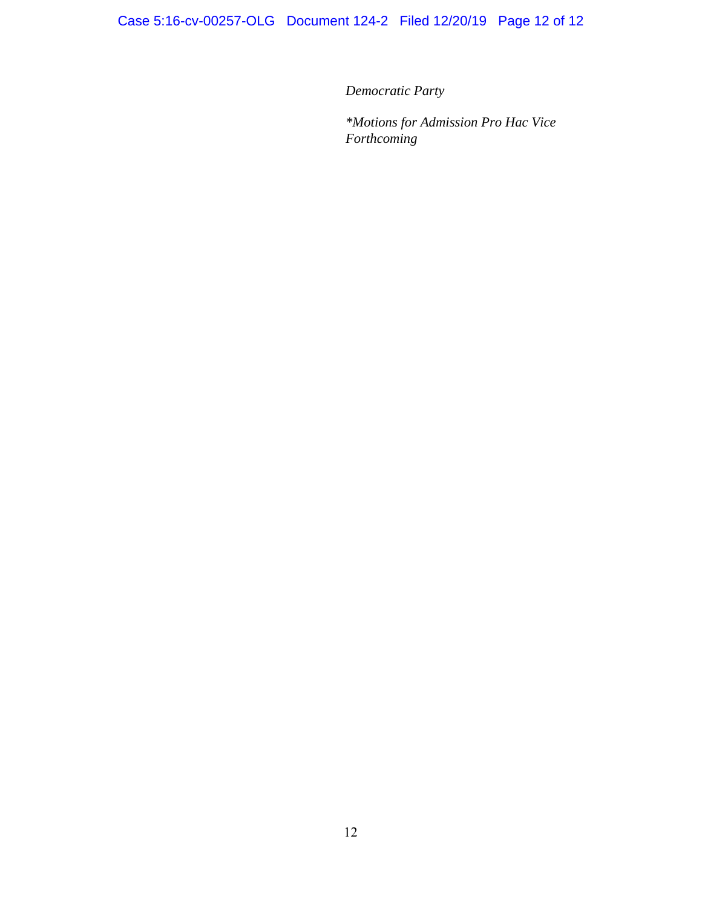*Democratic Party*

*\*Motions for Admission Pro Hac Vice Forthcoming*

*Democratic Party*

**Motions for Admission Pro Hac Vice Forthcoming*